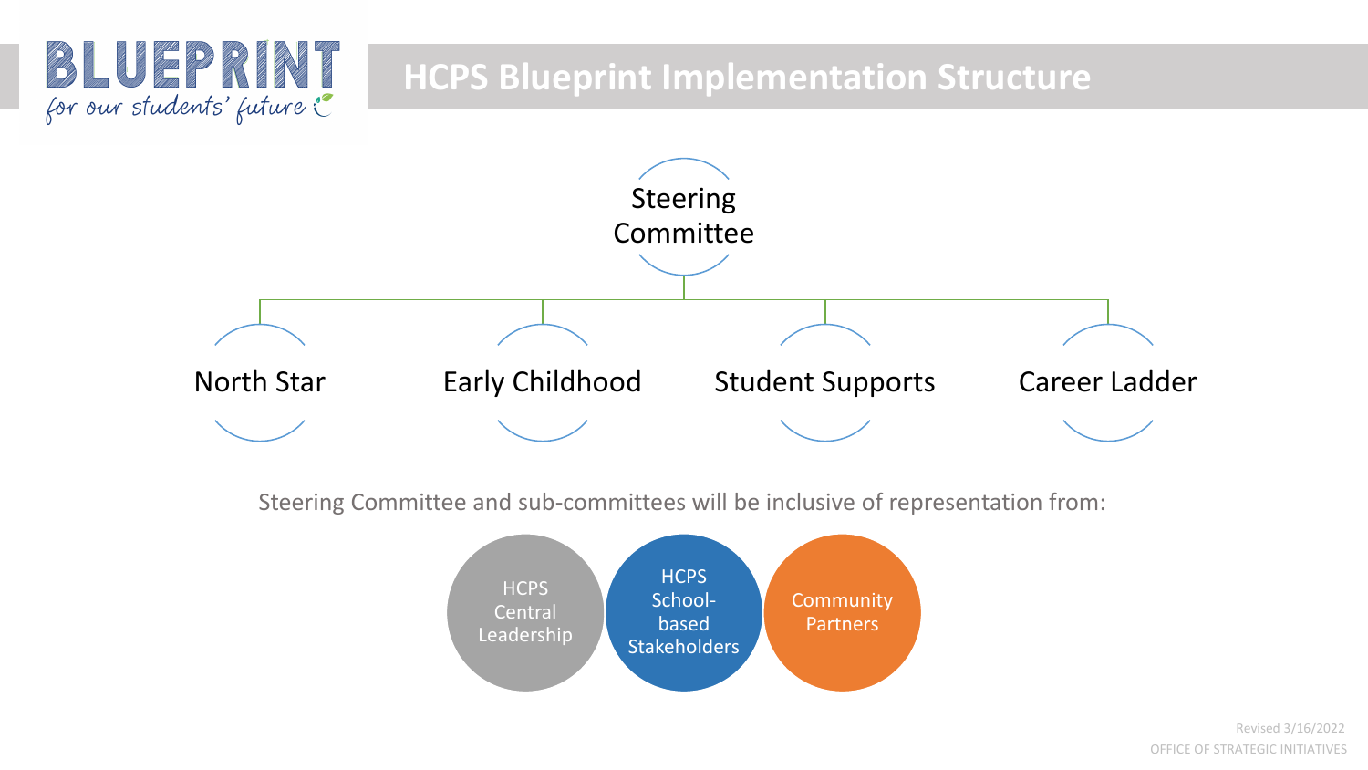# BLUEPRINT *for our students' future*

## HCPS Blueprint Implementation Structure

**Steering Committee**

- North Star
- Early Childhood
- Student Supports
- Career Ladder

Steering Committee and sub-committees will be inclusive of representation from:

- HCPS Central Leadership
- HCPS School-based Stakeholders
- Community Partners

Revised 3/16/2022
OFFICE OF STRATEGIC INITIATIVES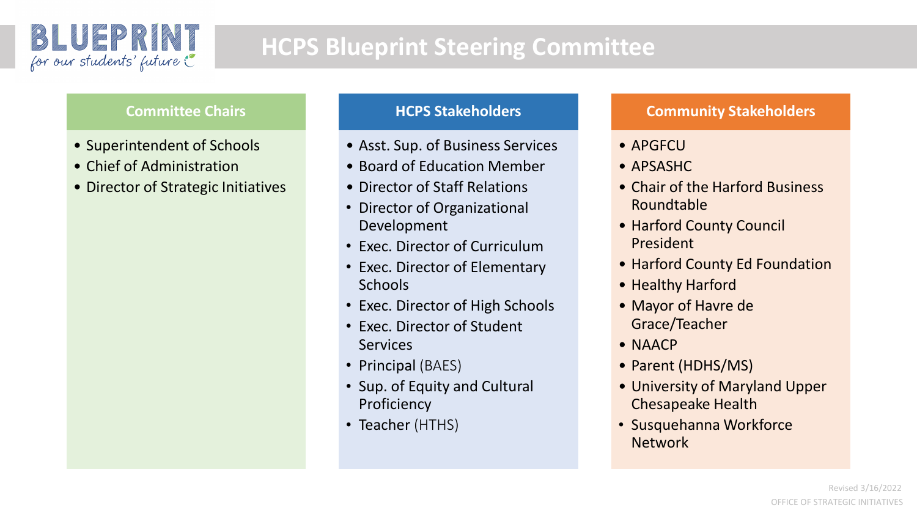BLUEPRINT
*for our students' future*

# HCPS Blueprint Steering Committee

## Committee Chairs

- Superintendent of Schools
- Chief of Administration
- Director of Strategic Initiatives

## HCPS Stakeholders

- Asst. Sup. of Business Services
- Board of Education Member
- Director of Staff Relations
- Director of Organizational Development
- Exec. Director of Curriculum
- Exec. Director of Elementary Schools
- Exec. Director of High Schools
- Exec. Director of Student Services
- Principal (BAES)
- Sup. of Equity and Cultural Proficiency
- Teacher (HTHS)

## Community Stakeholders

- APGFCU
- APSASHC
- Chair of the Harford Business Roundtable
- Harford County Council President
- Harford County Ed Foundation
- Healthy Harford
- Mayor of Havre de Grace/Teacher
- NAACP
- Parent (HDHS/MS)
- University of Maryland Upper Chesapeake Health
- Susquehanna Workforce Network

Revised 3/16/2022

OFFICE OF STRATEGIC INITIATIVES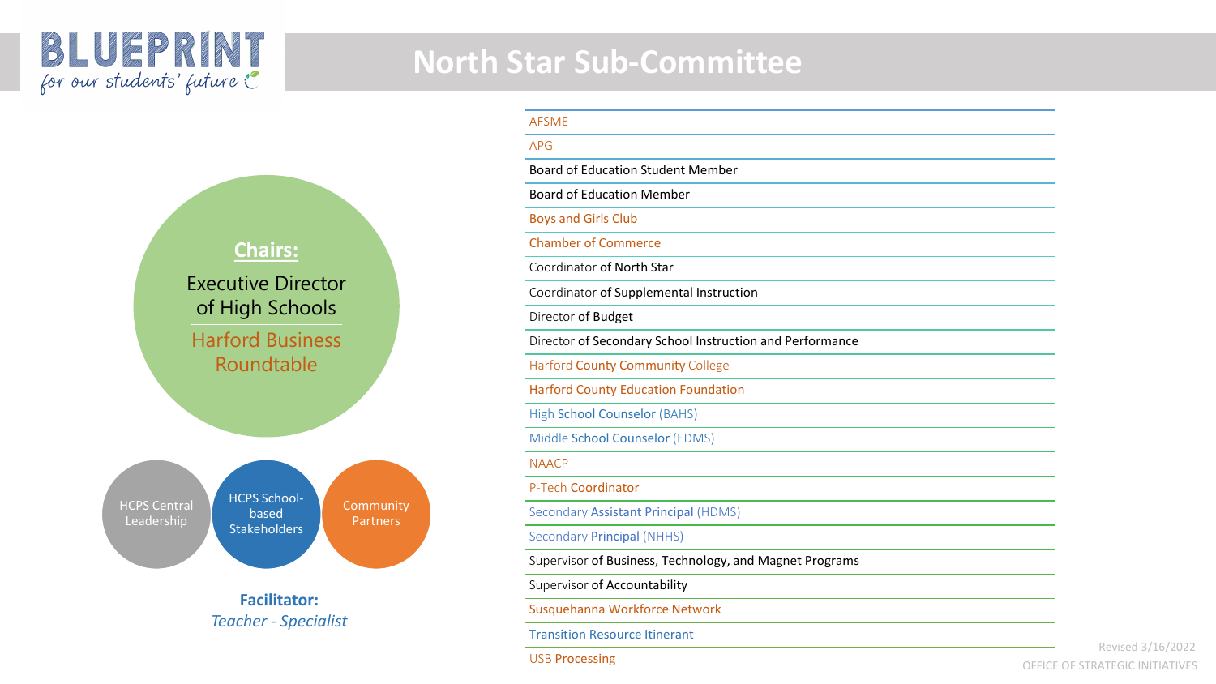# North Star Sub-Committee

**Chairs:**

Executive Director of High Schools

Harford Business Roundtable

HCPS Central Leadership

HCPS School-based Stakeholders

Community Partners

**Facilitator:**
*Teacher - Specialist*

- AFSME
- APG
- Board of Education Student Member
- Board of Education Member
- Boys and Girls Club
- Chamber of Commerce
- Coordinator of North Star
- Coordinator of Supplemental Instruction
- Director of Budget
- Director of Secondary School Instruction and Performance
- Harford County Community College
- Harford County Education Foundation
- High School Counselor (BAHS)
- Middle School Counselor (EDMS)
- NAACP
- P-Tech Coordinator
- Secondary Assistant Principal (HDMS)
- Secondary Principal (NHHS)
- Supervisor of Business, Technology, and Magnet Programs
- Supervisor of Accountability
- Susquehanna Workforce Network
- Transition Resource Itinerant
- USB Processing

Revised 3/16/2022

OFFICE OF STRATEGIC INITIATIVES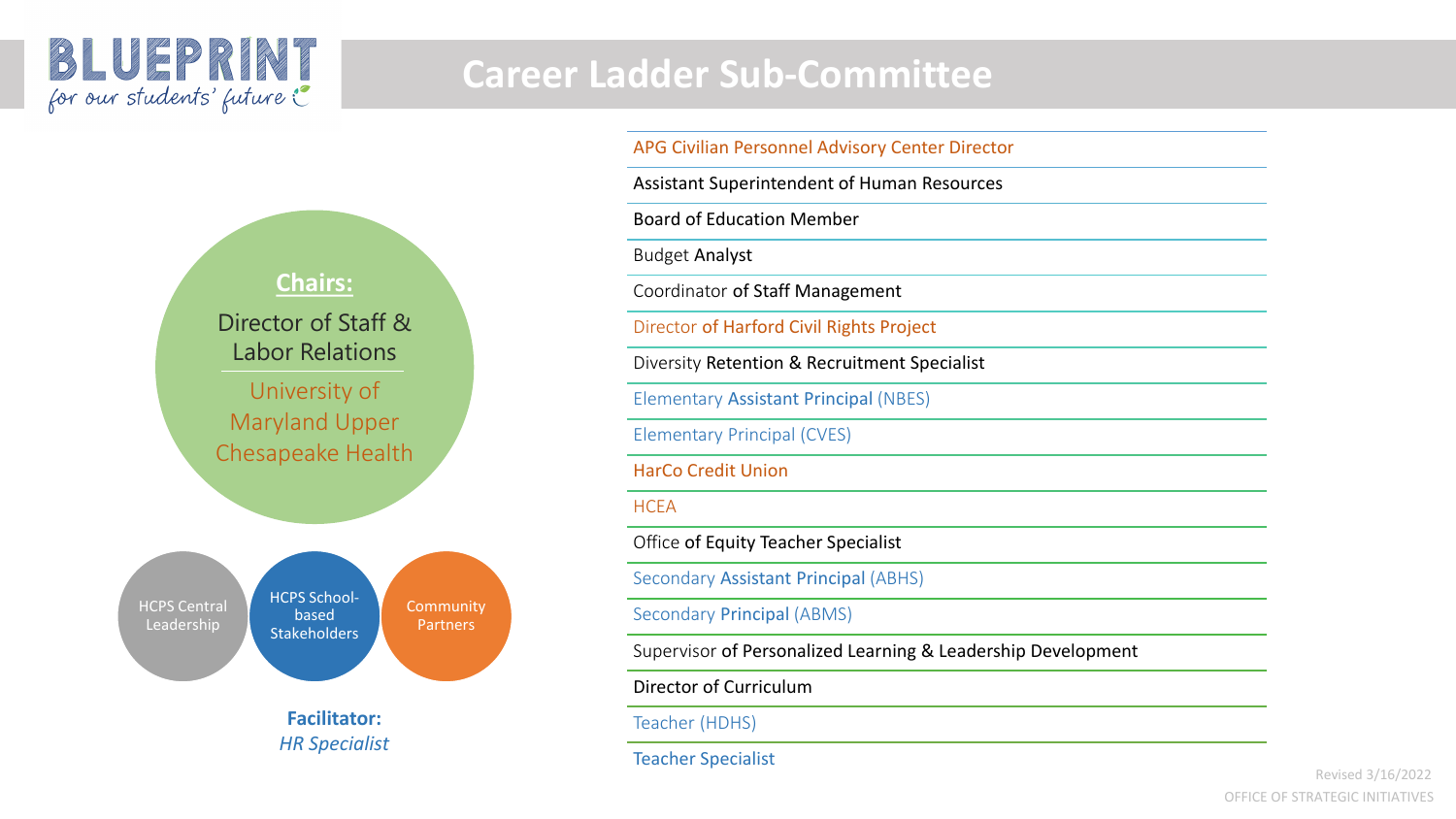# Career Ladder Sub-Committee

**Chairs:**

Director of Staff & Labor Relations

University of Maryland Upper Chesapeake Health

- HCPS Central Leadership
- HCPS School-based Stakeholders
- Community Partners

**Facilitator:**
*HR Specialist*

- APG Civilian Personnel Advisory Center Director
- Assistant Superintendent of Human Resources
- Board of Education Member
- Budget Analyst
- Coordinator of Staff Management
- Director of Harford Civil Rights Project
- Diversity Retention & Recruitment Specialist
- Elementary Assistant Principal (NBES)
- Elementary Principal (CVES)
- HarCo Credit Union
- HCEA
- Office of Equity Teacher Specialist
- Secondary Assistant Principal (ABHS)
- Secondary Principal (ABMS)
- Supervisor of Personalized Learning & Leadership Development
- Director of Curriculum
- Teacher (HDHS)
- Teacher Specialist

Revised 3/16/2022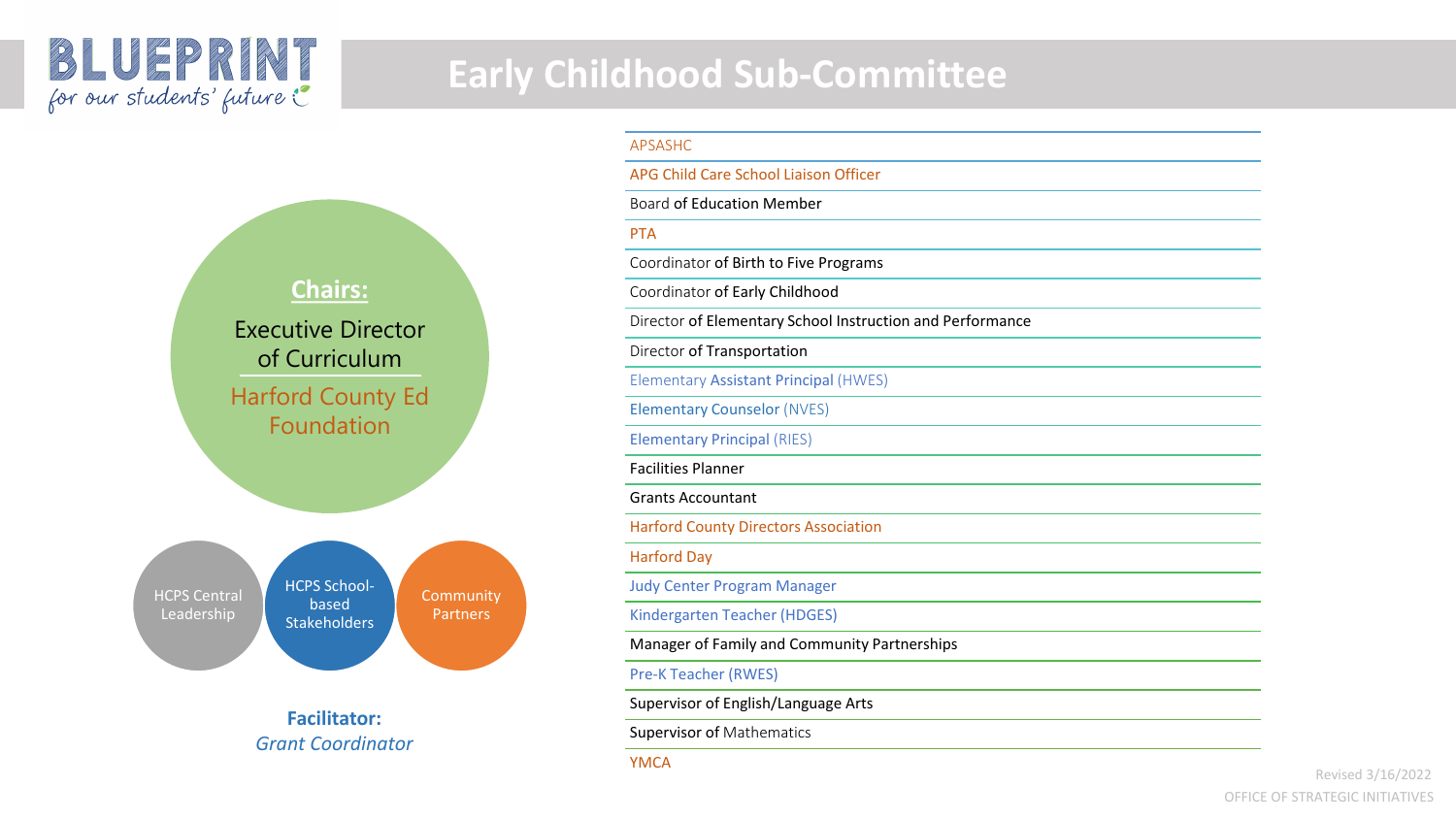# Early Childhood Sub-Committee

**Chairs:**

Executive Director of Curriculum

Harford County Ed Foundation

HCPS Central Leadership

HCPS School-based Stakeholders

Community Partners

**Facilitator:**
*Grant Coordinator*

- APSASHC
- APG Child Care School Liaison Officer
- Board of Education Member
- PTA
- Coordinator of Birth to Five Programs
- Coordinator of Early Childhood
- Director of Elementary School Instruction and Performance
- Director of Transportation
- Elementary Assistant Principal (HWES)
- Elementary Counselor (NVES)
- Elementary Principal (RIES)
- Facilities Planner
- Grants Accountant
- Harford County Directors Association
- Harford Day
- Judy Center Program Manager
- Kindergarten Teacher (HDGES)
- Manager of Family and Community Partnerships
- Pre-K Teacher (RWES)
- Supervisor of English/Language Arts
- Supervisor of Mathematics
- YMCA

Revised 3/16/2022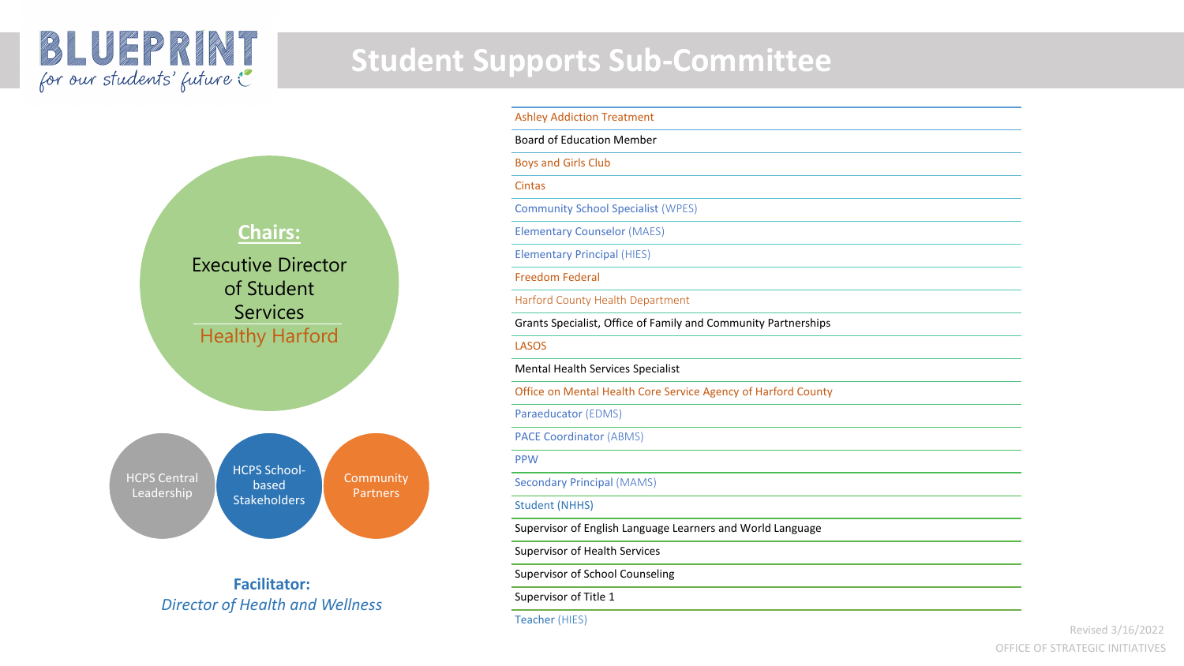BLUEPRINT
*for our students' future*

# Student Supports Sub-Committee

**Chairs:**

Executive Director of Student Services

Healthy Harford

HCPS Central Leadership

HCPS School-based Stakeholders

Community Partners

**Facilitator:**
*Director of Health and Wellness*

- Ashley Addiction Treatment
- Board of Education Member
- Boys and Girls Club
- Cintas
- Community School Specialist (WPES)
- Elementary Counselor (MAES)
- Elementary Principal (HIES)
- Freedom Federal
- Harford County Health Department
- Grants Specialist, Office of Family and Community Partnerships
- LASOS
- Mental Health Services Specialist
- Office on Mental Health Core Service Agency of Harford County
- Paraeducator (EDMS)
- PACE Coordinator (ABMS)
- PPW
- Secondary Principal (MAMS)
- Student (NHHS)
- Supervisor of English Language Learners and World Language
- Supervisor of Health Services
- Supervisor of School Counseling
- Supervisor of Title 1
- Teacher (HIES)

Revised 3/16/2022

OFFICE OF STRATEGIC INITIATIVES